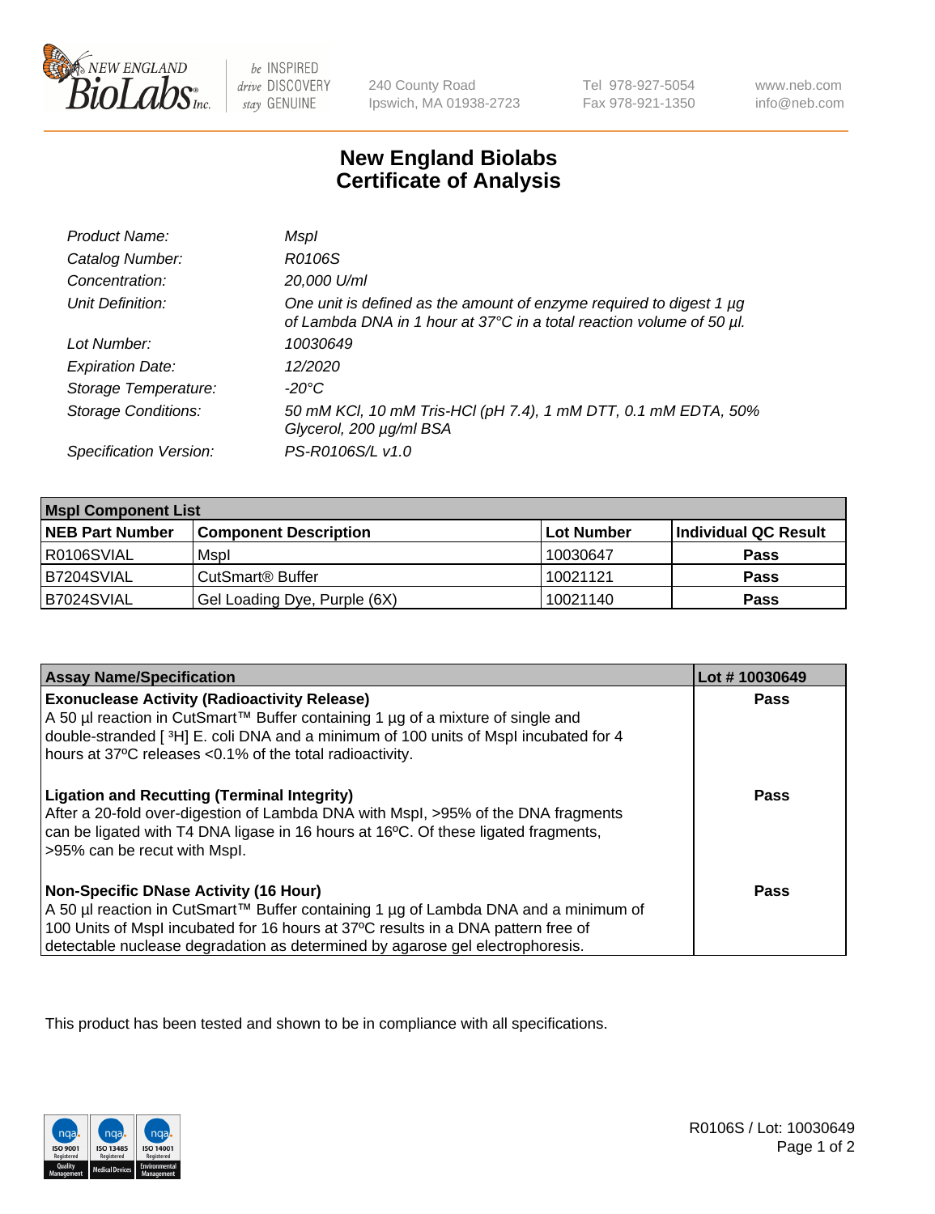# New England Biolabs
# Certificate of Analysis

| | |
|---|---|
| *Product Name:* | *MspI* |
| *Catalog Number:* | *R0106S* |
| *Concentration:* | *20,000 U/ml* |
| *Unit Definition:* | *One unit is defined as the amount of enzyme required to digest 1 µg of Lambda DNA in 1 hour at 37°C in a total reaction volume of 50 µl.* |
| *Lot Number:* | *10030649* |
| *Expiration Date:* | *12/2020* |
| *Storage Temperature:* | *-20°C* |
| *Storage Conditions:* | *50 mM KCl, 10 mM Tris-HCl (pH 7.4), 1 mM DTT, 0.1 mM EDTA, 50% Glycerol, 200 µg/ml BSA* |
| *Specification Version:* | *PS-R0106S/L v1.0* |

| **MspI Component List** | | | |
|---|---|---|---|
| **NEB Part Number** | **Component Description** | **Lot Number** | **Individual QC Result** |
| R0106SVIAL | MspI | 10030647 | **Pass** |
| B7204SVIAL | CutSmart® Buffer | 10021121 | **Pass** |
| B7024SVIAL | Gel Loading Dye, Purple (6X) | 10021140 | **Pass** |

| **Assay Name/Specification** | **Lot # 10030649** |
|---|---|
| **Exonuclease Activity (Radioactivity Release)**<br>A 50 µl reaction in CutSmart™ Buffer containing 1 µg of a mixture of single and double-stranded [ $^3$H] E. coli DNA and a minimum of 100 units of MspI incubated for 4 hours at 37ºC releases <0.1% of the total radioactivity. | **Pass** |
| **Ligation and Recutting (Terminal Integrity)**<br>After a 20-fold over-digestion of Lambda DNA with MspI, >95% of the DNA fragments can be ligated with T4 DNA ligase in 16 hours at 16ºC. Of these ligated fragments, >95% can be recut with MspI. | **Pass** |
| **Non-Specific DNase Activity (16 Hour)**<br>A 50 µl reaction in CutSmart™ Buffer containing 1 µg of Lambda DNA and a minimum of 100 Units of MspI incubated for 16 hours at 37ºC results in a DNA pattern free of detectable nuclease degradation as determined by agarose gel electrophoresis. | **Pass** |

This product has been tested and shown to be in compliance with all specifications.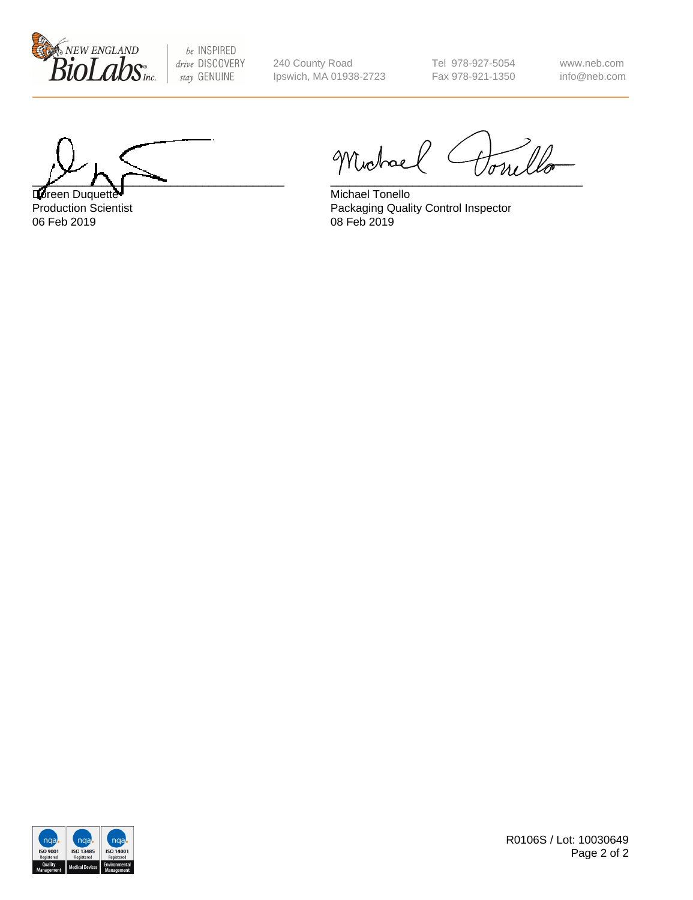NEW ENGLAND BioLabs Inc. — be INSPIRED drive DISCOVERY stay GENUINE

240 County Road
Ipswich, MA 01938-2723

Tel 978-927-5054
Fax 978-921-1350

www.neb.com
info@neb.com

Doreen Duquette
Production Scientist
06 Feb 2019

Michael Tonello
Packaging Quality Control Inspector
08 Feb 2019

ISO 9001 Registered Quality Management | ISO 13485 Registered Medical Devices | ISO 14001 Registered Environmental Management

R0106S / Lot: 10030649